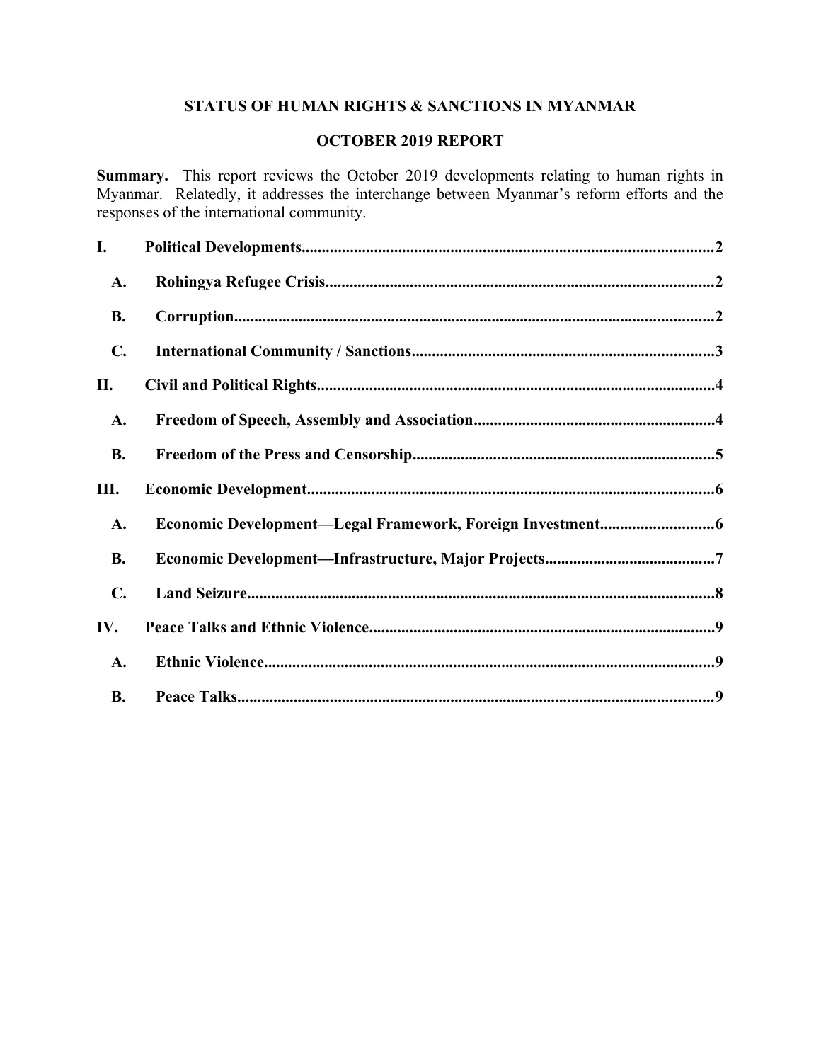# STATUS OF HUMAN RIGHTS & SANCTIONS IN MYANMAR

## OCTOBER 2019 REPORT

**Summary.** This report reviews the October 2019 developments relating to human rights in Myanmar. Relatedly, it addresses the interchange between Myanmar's reform efforts and the responses of the international community.

**I. Political Developments** ..... 2

- **A. Rohingya Refugee Crisis** ..... 2
- **B. Corruption** ..... 2
- **C. International Community / Sanctions** ..... 3

**II. Civil and Political Rights** ..... 4

- **A. Freedom of Speech, Assembly and Association** ..... 4
- **B. Freedom of the Press and Censorship** ..... 5

**III. Economic Development** ..... 6

- **A. Economic Development—Legal Framework, Foreign Investment** ..... 6
- **B. Economic Development—Infrastructure, Major Projects** ..... 7
- **C. Land Seizure** ..... 8

**IV. Peace Talks and Ethnic Violence** ..... 9

- **A. Ethnic Violence** ..... 9
- **B. Peace Talks** ..... 9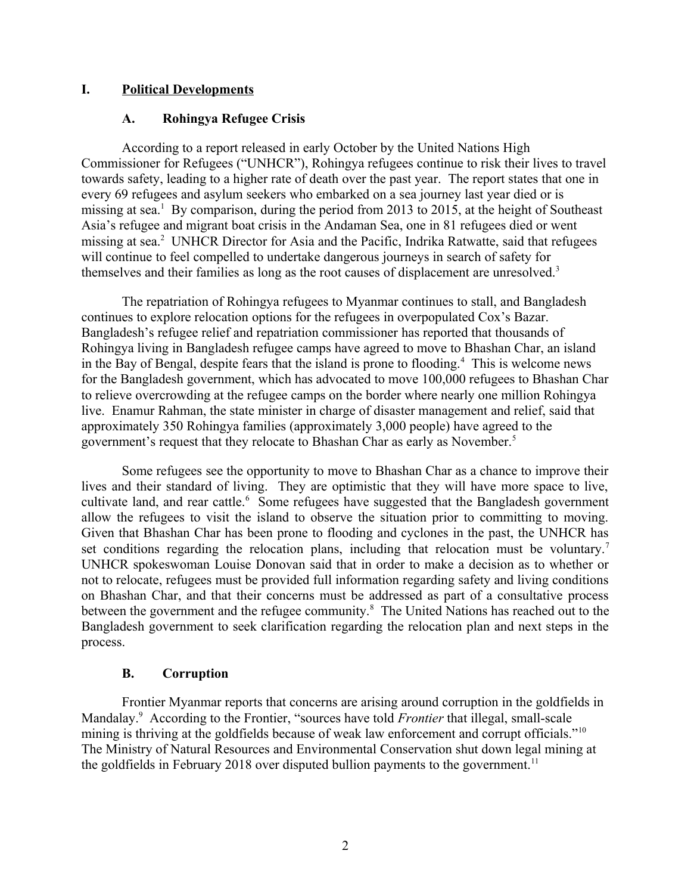# I. Political Developments

## A. Rohingya Refugee Crisis

According to a report released in early October by the United Nations High Commissioner for Refugees ("UNHCR"), Rohingya refugees continue to risk their lives to travel towards safety, leading to a higher rate of death over the past year. The report states that one in every 69 refugees and asylum seekers who embarked on a sea journey last year died or is missing at sea.[1] By comparison, during the period from 2013 to 2015, at the height of Southeast Asia's refugee and migrant boat crisis in the Andaman Sea, one in 81 refugees died or went missing at sea.[2] UNHCR Director for Asia and the Pacific, Indrika Ratwatte, said that refugees will continue to feel compelled to undertake dangerous journeys in search of safety for themselves and their families as long as the root causes of displacement are unresolved.[3]

The repatriation of Rohingya refugees to Myanmar continues to stall, and Bangladesh continues to explore relocation options for the refugees in overpopulated Cox's Bazar. Bangladesh's refugee relief and repatriation commissioner has reported that thousands of Rohingya living in Bangladesh refugee camps have agreed to move to Bhashan Char, an island in the Bay of Bengal, despite fears that the island is prone to flooding.[4] This is welcome news for the Bangladesh government, which has advocated to move 100,000 refugees to Bhashan Char to relieve overcrowding at the refugee camps on the border where nearly one million Rohingya live. Enamur Rahman, the state minister in charge of disaster management and relief, said that approximately 350 Rohingya families (approximately 3,000 people) have agreed to the government's request that they relocate to Bhashan Char as early as November.[5]

Some refugees see the opportunity to move to Bhashan Char as a chance to improve their lives and their standard of living. They are optimistic that they will have more space to live, cultivate land, and rear cattle.[6] Some refugees have suggested that the Bangladesh government allow the refugees to visit the island to observe the situation prior to committing to moving. Given that Bhashan Char has been prone to flooding and cyclones in the past, the UNHCR has set conditions regarding the relocation plans, including that relocation must be voluntary.[7] UNHCR spokeswoman Louise Donovan said that in order to make a decision as to whether or not to relocate, refugees must be provided full information regarding safety and living conditions on Bhashan Char, and that their concerns must be addressed as part of a consultative process between the government and the refugee community.[8] The United Nations has reached out to the Bangladesh government to seek clarification regarding the relocation plan and next steps in the process.

## B. Corruption

Frontier Myanmar reports that concerns are arising around corruption in the goldfields in Mandalay.[9] According to the Frontier, "sources have told *Frontier* that illegal, small-scale mining is thriving at the goldfields because of weak law enforcement and corrupt officials."[10] The Ministry of Natural Resources and Environmental Conservation shut down legal mining at the goldfields in February 2018 over disputed bullion payments to the government.[11]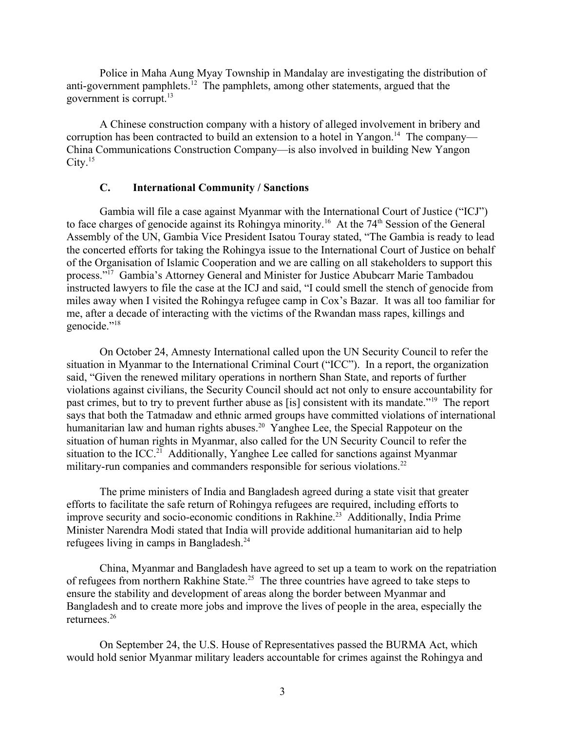Police in Maha Aung Myay Township in Mandalay are investigating the distribution of anti-government pamphlets.[12] The pamphlets, among other statements, argued that the government is corrupt.[13]

A Chinese construction company with a history of alleged involvement in bribery and corruption has been contracted to build an extension to a hotel in Yangon.[14] The company—China Communications Construction Company—is also involved in building New Yangon City.[15]

### C. International Community / Sanctions

Gambia will file a case against Myanmar with the International Court of Justice ("ICJ") to face charges of genocide against its Rohingya minority.[16] At the 74th Session of the General Assembly of the UN, Gambia Vice President Isatou Touray stated, "The Gambia is ready to lead the concerted efforts for taking the Rohingya issue to the International Court of Justice on behalf of the Organisation of Islamic Cooperation and we are calling on all stakeholders to support this process."[17] Gambia's Attorney General and Minister for Justice Abubcarr Marie Tambadou instructed lawyers to file the case at the ICJ and said, "I could smell the stench of genocide from miles away when I visited the Rohingya refugee camp in Cox's Bazar. It was all too familiar for me, after a decade of interacting with the victims of the Rwandan mass rapes, killings and genocide."[18]

On October 24, Amnesty International called upon the UN Security Council to refer the situation in Myanmar to the International Criminal Court ("ICC"). In a report, the organization said, "Given the renewed military operations in northern Shan State, and reports of further violations against civilians, the Security Council should act not only to ensure accountability for past crimes, but to try to prevent further abuse as [is] consistent with its mandate."[19] The report says that both the Tatmadaw and ethnic armed groups have committed violations of international humanitarian law and human rights abuses.[20] Yanghee Lee, the Special Rappoteur on the situation of human rights in Myanmar, also called for the UN Security Council to refer the situation to the ICC.[21] Additionally, Yanghee Lee called for sanctions against Myanmar military-run companies and commanders responsible for serious violations.[22]

The prime ministers of India and Bangladesh agreed during a state visit that greater efforts to facilitate the safe return of Rohingya refugees are required, including efforts to improve security and socio-economic conditions in Rakhine.[23] Additionally, India Prime Minister Narendra Modi stated that India will provide additional humanitarian aid to help refugees living in camps in Bangladesh.[24]

China, Myanmar and Bangladesh have agreed to set up a team to work on the repatriation of refugees from northern Rakhine State.[25] The three countries have agreed to take steps to ensure the stability and development of areas along the border between Myanmar and Bangladesh and to create more jobs and improve the lives of people in the area, especially the returnees.[26]

On September 24, the U.S. House of Representatives passed the BURMA Act, which would hold senior Myanmar military leaders accountable for crimes against the Rohingya and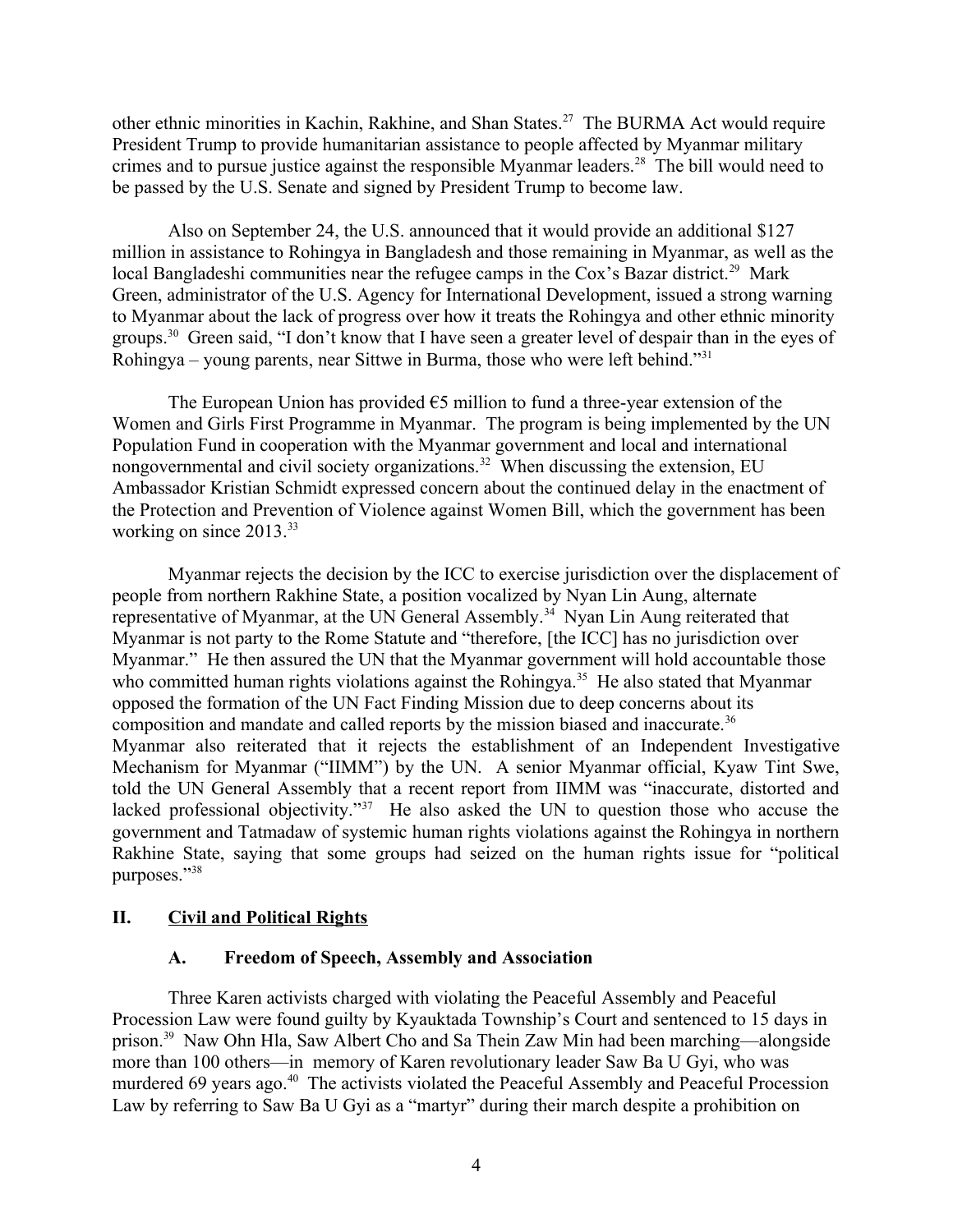other ethnic minorities in Kachin, Rakhine, and Shan States.[27] The BURMA Act would require President Trump to provide humanitarian assistance to people affected by Myanmar military crimes and to pursue justice against the responsible Myanmar leaders.[28] The bill would need to be passed by the U.S. Senate and signed by President Trump to become law.

Also on September 24, the U.S. announced that it would provide an additional $127 million in assistance to Rohingya in Bangladesh and those remaining in Myanmar, as well as the local Bangladeshi communities near the refugee camps in the Cox's Bazar district.[29] Mark Green, administrator of the U.S. Agency for International Development, issued a strong warning to Myanmar about the lack of progress over how it treats the Rohingya and other ethnic minority groups.[30] Green said, "I don't know that I have seen a greater level of despair than in the eyes of Rohingya – young parents, near Sittwe in Burma, those who were left behind."[31]

The European Union has provided €5 million to fund a three-year extension of the Women and Girls First Programme in Myanmar. The program is being implemented by the UN Population Fund in cooperation with the Myanmar government and local and international nongovernmental and civil society organizations.[32] When discussing the extension, EU Ambassador Kristian Schmidt expressed concern about the continued delay in the enactment of the Protection and Prevention of Violence against Women Bill, which the government has been working on since 2013.[33]

Myanmar rejects the decision by the ICC to exercise jurisdiction over the displacement of people from northern Rakhine State, a position vocalized by Nyan Lin Aung, alternate representative of Myanmar, at the UN General Assembly.[34] Nyan Lin Aung reiterated that Myanmar is not party to the Rome Statute and "therefore, [the ICC] has no jurisdiction over Myanmar." He then assured the UN that the Myanmar government will hold accountable those who committed human rights violations against the Rohingya.[35] He also stated that Myanmar opposed the formation of the UN Fact Finding Mission due to deep concerns about its composition and mandate and called reports by the mission biased and inaccurate.[36] Myanmar also reiterated that it rejects the establishment of an Independent Investigative Mechanism for Myanmar ("IIMM") by the UN. A senior Myanmar official, Kyaw Tint Swe, told the UN General Assembly that a recent report from IIMM was "inaccurate, distorted and lacked professional objectivity."[37] He also asked the UN to question those who accuse the government and Tatmadaw of systemic human rights violations against the Rohingya in northern Rakhine State, saying that some groups had seized on the human rights issue for "political purposes."[38]

## II. Civil and Political Rights

### A. Freedom of Speech, Assembly and Association

Three Karen activists charged with violating the Peaceful Assembly and Peaceful Procession Law were found guilty by Kyauktada Township's Court and sentenced to 15 days in prison.[39] Naw Ohn Hla, Saw Albert Cho and Sa Thein Zaw Min had been marching—alongside more than 100 others—in memory of Karen revolutionary leader Saw Ba U Gyi, who was murdered 69 years ago.[40] The activists violated the Peaceful Assembly and Peaceful Procession Law by referring to Saw Ba U Gyi as a "martyr" during their march despite a prohibition on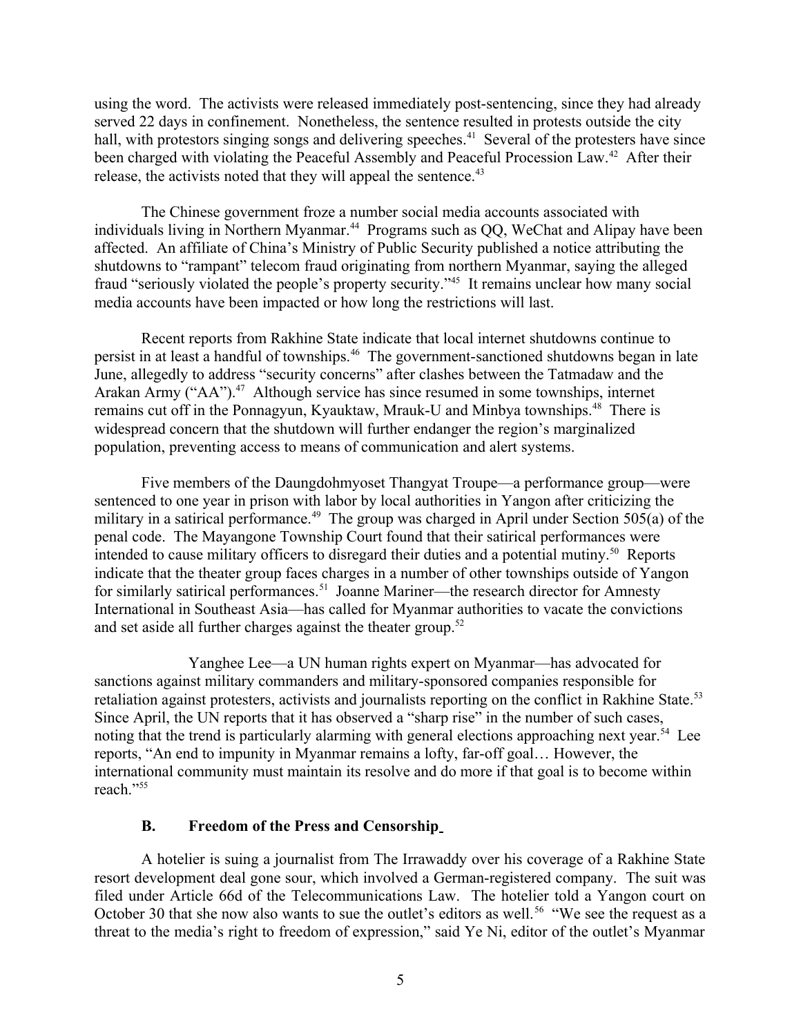using the word. The activists were released immediately post-sentencing, since they had already served 22 days in confinement. Nonetheless, the sentence resulted in protests outside the city hall, with protestors singing songs and delivering speeches.[41] Several of the protesters have since been charged with violating the Peaceful Assembly and Peaceful Procession Law.[42] After their release, the activists noted that they will appeal the sentence.[43]

The Chinese government froze a number social media accounts associated with individuals living in Northern Myanmar.[44] Programs such as QQ, WeChat and Alipay have been affected. An affiliate of China's Ministry of Public Security published a notice attributing the shutdowns to "rampant" telecom fraud originating from northern Myanmar, saying the alleged fraud "seriously violated the people's property security."[45] It remains unclear how many social media accounts have been impacted or how long the restrictions will last.

Recent reports from Rakhine State indicate that local internet shutdowns continue to persist in at least a handful of townships.[46] The government-sanctioned shutdowns began in late June, allegedly to address "security concerns" after clashes between the Tatmadaw and the Arakan Army ("AA").[47] Although service has since resumed in some townships, internet remains cut off in the Ponnagyun, Kyauktaw, Mrauk-U and Minbya townships.[48] There is widespread concern that the shutdown will further endanger the region's marginalized population, preventing access to means of communication and alert systems.

Five members of the Daungdohmyoset Thangyat Troupe—a performance group—were sentenced to one year in prison with labor by local authorities in Yangon after criticizing the military in a satirical performance.[49] The group was charged in April under Section 505(a) of the penal code. The Mayangone Township Court found that their satirical performances were intended to cause military officers to disregard their duties and a potential mutiny.[50] Reports indicate that the theater group faces charges in a number of other townships outside of Yangon for similarly satirical performances.[51] Joanne Mariner—the research director for Amnesty International in Southeast Asia—has called for Myanmar authorities to vacate the convictions and set aside all further charges against the theater group.[52]

Yanghee Lee—a UN human rights expert on Myanmar—has advocated for sanctions against military commanders and military-sponsored companies responsible for retaliation against protesters, activists and journalists reporting on the conflict in Rakhine State.[53] Since April, the UN reports that it has observed a "sharp rise" in the number of such cases, noting that the trend is particularly alarming with general elections approaching next year.[54] Lee reports, "An end to impunity in Myanmar remains a lofty, far-off goal… However, the international community must maintain its resolve and do more if that goal is to become within reach."[55]

### B. Freedom of the Press and Censorship

A hotelier is suing a journalist from The Irrawaddy over his coverage of a Rakhine State resort development deal gone sour, which involved a German-registered company. The suit was filed under Article 66d of the Telecommunications Law. The hotelier told a Yangon court on October 30 that she now also wants to sue the outlet's editors as well.[56] "We see the request as a threat to the media's right to freedom of expression," said Ye Ni, editor of the outlet's Myanmar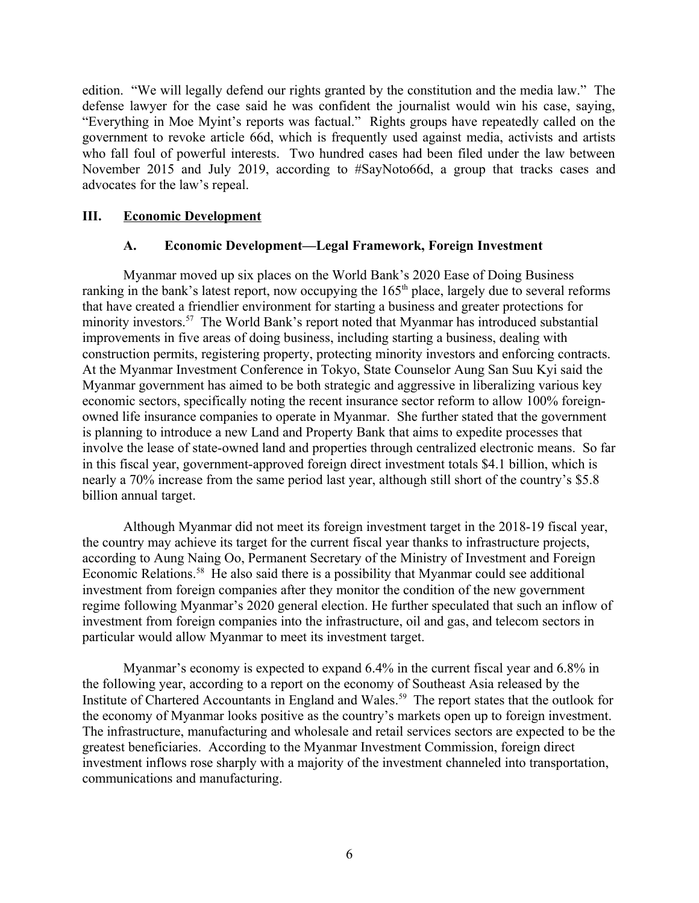edition. "We will legally defend our rights granted by the constitution and the media law." The defense lawyer for the case said he was confident the journalist would win his case, saying, "Everything in Moe Myint's reports was factual." Rights groups have repeatedly called on the government to revoke article 66d, which is frequently used against media, activists and artists who fall foul of powerful interests. Two hundred cases had been filed under the law between November 2015 and July 2019, according to #SayNoto66d, a group that tracks cases and advocates for the law's repeal.

## III. Economic Development

### A. Economic Development—Legal Framework, Foreign Investment

Myanmar moved up six places on the World Bank's 2020 Ease of Doing Business ranking in the bank's latest report, now occupying the 165th place, largely due to several reforms that have created a friendlier environment for starting a business and greater protections for minority investors.[57] The World Bank's report noted that Myanmar has introduced substantial improvements in five areas of doing business, including starting a business, dealing with construction permits, registering property, protecting minority investors and enforcing contracts. At the Myanmar Investment Conference in Tokyo, State Counselor Aung San Suu Kyi said the Myanmar government has aimed to be both strategic and aggressive in liberalizing various key economic sectors, specifically noting the recent insurance sector reform to allow 100% foreign-owned life insurance companies to operate in Myanmar. She further stated that the government is planning to introduce a new Land and Property Bank that aims to expedite processes that involve the lease of state-owned land and properties through centralized electronic means. So far in this fiscal year, government-approved foreign direct investment totals $4.1 billion, which is nearly a 70% increase from the same period last year, although still short of the country's $5.8 billion annual target.

Although Myanmar did not meet its foreign investment target in the 2018-19 fiscal year, the country may achieve its target for the current fiscal year thanks to infrastructure projects, according to Aung Naing Oo, Permanent Secretary of the Ministry of Investment and Foreign Economic Relations.[58] He also said there is a possibility that Myanmar could see additional investment from foreign companies after they monitor the condition of the new government regime following Myanmar's 2020 general election. He further speculated that such an inflow of investment from foreign companies into the infrastructure, oil and gas, and telecom sectors in particular would allow Myanmar to meet its investment target.

Myanmar's economy is expected to expand 6.4% in the current fiscal year and 6.8% in the following year, according to a report on the economy of Southeast Asia released by the Institute of Chartered Accountants in England and Wales.[59] The report states that the outlook for the economy of Myanmar looks positive as the country's markets open up to foreign investment. The infrastructure, manufacturing and wholesale and retail services sectors are expected to be the greatest beneficiaries. According to the Myanmar Investment Commission, foreign direct investment inflows rose sharply with a majority of the investment channeled into transportation, communications and manufacturing.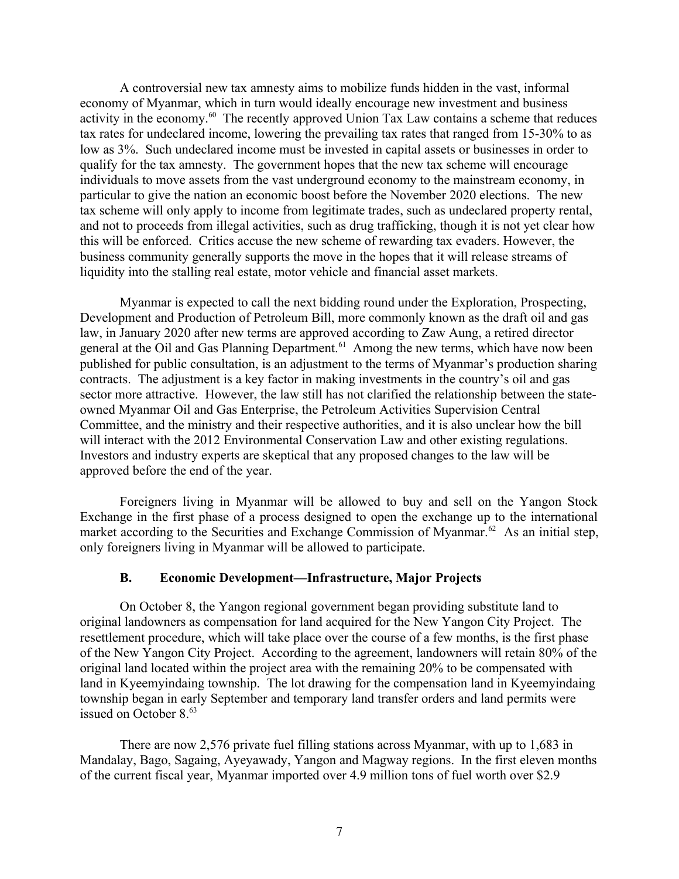A controversial new tax amnesty aims to mobilize funds hidden in the vast, informal economy of Myanmar, which in turn would ideally encourage new investment and business activity in the economy.[60] The recently approved Union Tax Law contains a scheme that reduces tax rates for undeclared income, lowering the prevailing tax rates that ranged from 15-30% to as low as 3%. Such undeclared income must be invested in capital assets or businesses in order to qualify for the tax amnesty. The government hopes that the new tax scheme will encourage individuals to move assets from the vast underground economy to the mainstream economy, in particular to give the nation an economic boost before the November 2020 elections. The new tax scheme will only apply to income from legitimate trades, such as undeclared property rental, and not to proceeds from illegal activities, such as drug trafficking, though it is not yet clear how this will be enforced. Critics accuse the new scheme of rewarding tax evaders. However, the business community generally supports the move in the hopes that it will release streams of liquidity into the stalling real estate, motor vehicle and financial asset markets.

Myanmar is expected to call the next bidding round under the Exploration, Prospecting, Development and Production of Petroleum Bill, more commonly known as the draft oil and gas law, in January 2020 after new terms are approved according to Zaw Aung, a retired director general at the Oil and Gas Planning Department.[61] Among the new terms, which have now been published for public consultation, is an adjustment to the terms of Myanmar's production sharing contracts. The adjustment is a key factor in making investments in the country's oil and gas sector more attractive. However, the law still has not clarified the relationship between the state-owned Myanmar Oil and Gas Enterprise, the Petroleum Activities Supervision Central Committee, and the ministry and their respective authorities, and it is also unclear how the bill will interact with the 2012 Environmental Conservation Law and other existing regulations. Investors and industry experts are skeptical that any proposed changes to the law will be approved before the end of the year.

Foreigners living in Myanmar will be allowed to buy and sell on the Yangon Stock Exchange in the first phase of a process designed to open the exchange up to the international market according to the Securities and Exchange Commission of Myanmar.[62] As an initial step, only foreigners living in Myanmar will be allowed to participate.

### B. Economic Development—Infrastructure, Major Projects

On October 8, the Yangon regional government began providing substitute land to original landowners as compensation for land acquired for the New Yangon City Project. The resettlement procedure, which will take place over the course of a few months, is the first phase of the New Yangon City Project. According to the agreement, landowners will retain 80% of the original land located within the project area with the remaining 20% to be compensated with land in Kyeemyindaing township. The lot drawing for the compensation land in Kyeemyindaing township began in early September and temporary land transfer orders and land permits were issued on October 8.[63]

There are now 2,576 private fuel filling stations across Myanmar, with up to 1,683 in Mandalay, Bago, Sagaing, Ayeyawady, Yangon and Magway regions. In the first eleven months of the current fiscal year, Myanmar imported over 4.9 million tons of fuel worth over $2.9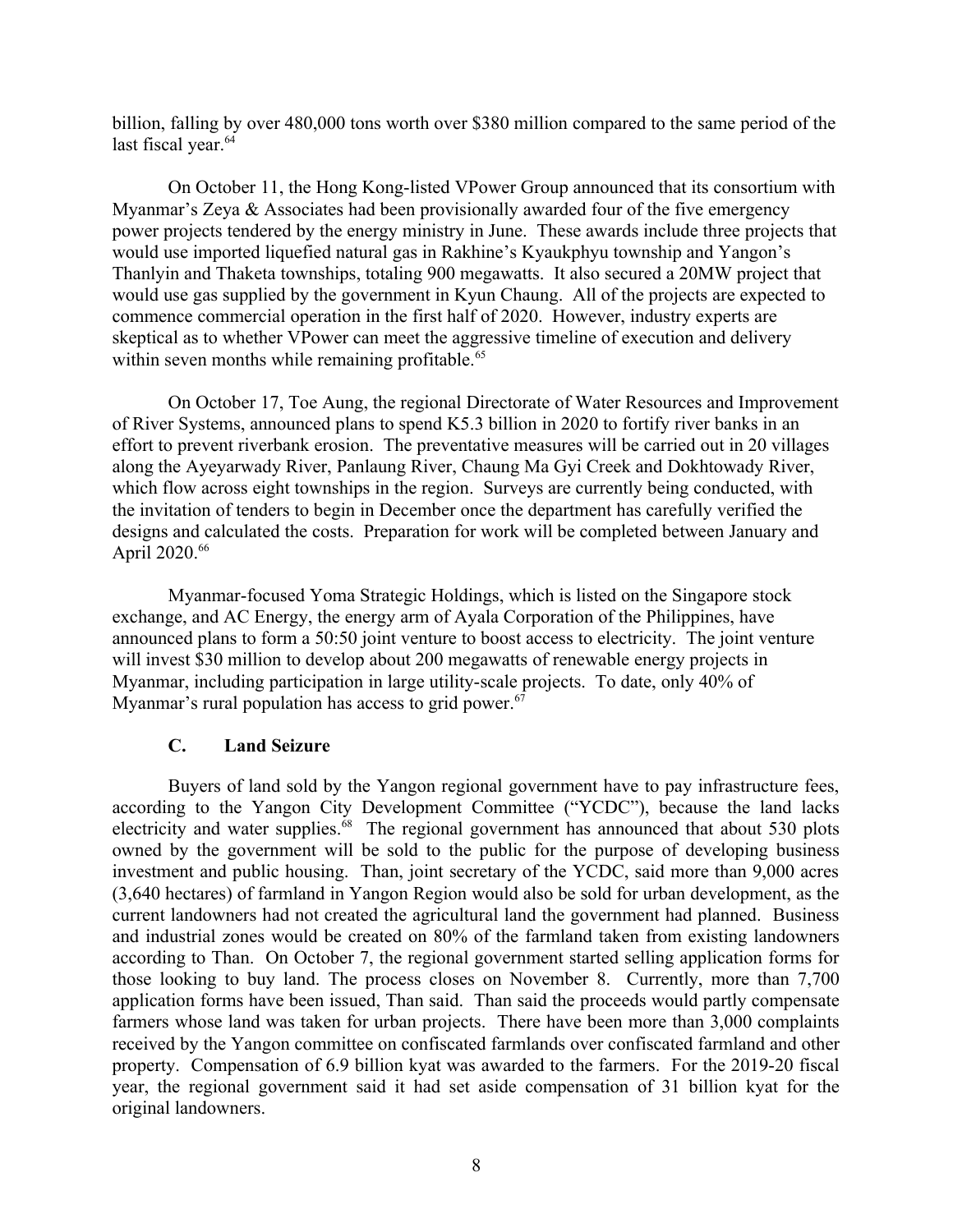billion, falling by over 480,000 tons worth over $380 million compared to the same period of the last fiscal year.[64]

On October 11, the Hong Kong-listed VPower Group announced that its consortium with Myanmar's Zeya & Associates had been provisionally awarded four of the five emergency power projects tendered by the energy ministry in June. These awards include three projects that would use imported liquefied natural gas in Rakhine's Kyaukphyu township and Yangon's Thanlyin and Thaketa townships, totaling 900 megawatts. It also secured a 20MW project that would use gas supplied by the government in Kyun Chaung. All of the projects are expected to commence commercial operation in the first half of 2020. However, industry experts are skeptical as to whether VPower can meet the aggressive timeline of execution and delivery within seven months while remaining profitable.[65]

On October 17, Toe Aung, the regional Directorate of Water Resources and Improvement of River Systems, announced plans to spend K5.3 billion in 2020 to fortify river banks in an effort to prevent riverbank erosion. The preventative measures will be carried out in 20 villages along the Ayeyarwady River, Panlaung River, Chaung Ma Gyi Creek and Dokhtowady River, which flow across eight townships in the region. Surveys are currently being conducted, with the invitation of tenders to begin in December once the department has carefully verified the designs and calculated the costs. Preparation for work will be completed between January and April 2020.[66]

Myanmar-focused Yoma Strategic Holdings, which is listed on the Singapore stock exchange, and AC Energy, the energy arm of Ayala Corporation of the Philippines, have announced plans to form a 50:50 joint venture to boost access to electricity. The joint venture will invest $30 million to develop about 200 megawatts of renewable energy projects in Myanmar, including participation in large utility-scale projects. To date, only 40% of Myanmar's rural population has access to grid power.[67]

### C. Land Seizure

Buyers of land sold by the Yangon regional government have to pay infrastructure fees, according to the Yangon City Development Committee ("YCDC"), because the land lacks electricity and water supplies.[68] The regional government has announced that about 530 plots owned by the government will be sold to the public for the purpose of developing business investment and public housing. Than, joint secretary of the YCDC, said more than 9,000 acres (3,640 hectares) of farmland in Yangon Region would also be sold for urban development, as the current landowners had not created the agricultural land the government had planned. Business and industrial zones would be created on 80% of the farmland taken from existing landowners according to Than. On October 7, the regional government started selling application forms for those looking to buy land. The process closes on November 8. Currently, more than 7,700 application forms have been issued, Than said. Than said the proceeds would partly compensate farmers whose land was taken for urban projects. There have been more than 3,000 complaints received by the Yangon committee on confiscated farmlands over confiscated farmland and other property. Compensation of 6.9 billion kyat was awarded to the farmers. For the 2019-20 fiscal year, the regional government said it had set aside compensation of 31 billion kyat for the original landowners.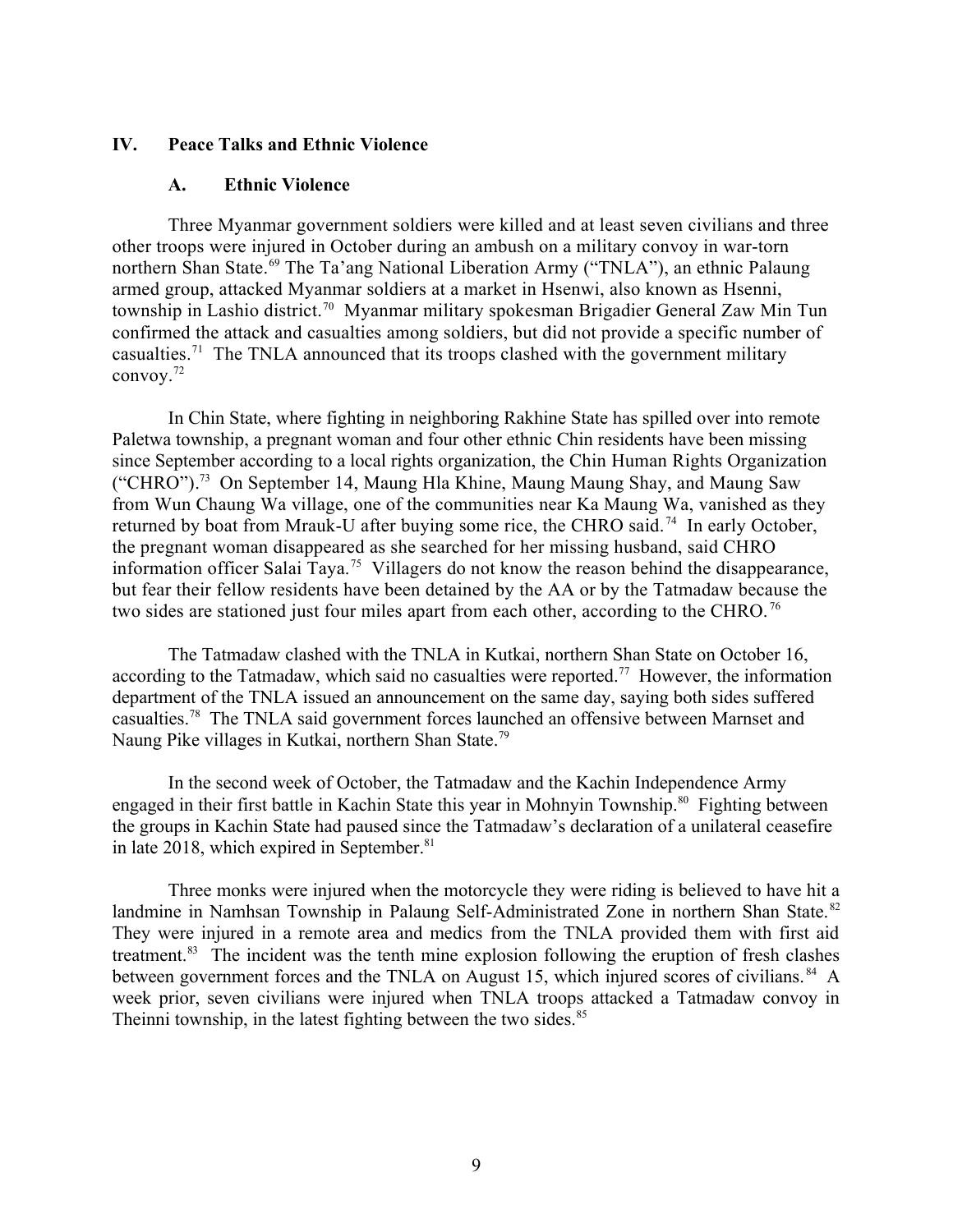## IV. Peace Talks and Ethnic Violence

### A. Ethnic Violence

Three Myanmar government soldiers were killed and at least seven civilians and three other troops were injured in October during an ambush on a military convoy in war-torn northern Shan State.[69] The Ta'ang National Liberation Army ("TNLA"), an ethnic Palaung armed group, attacked Myanmar soldiers at a market in Hsenwi, also known as Hsenni, township in Lashio district.[70] Myanmar military spokesman Brigadier General Zaw Min Tun confirmed the attack and casualties among soldiers, but did not provide a specific number of casualties.[71] The TNLA announced that its troops clashed with the government military convoy.[72]

In Chin State, where fighting in neighboring Rakhine State has spilled over into remote Paletwa township, a pregnant woman and four other ethnic Chin residents have been missing since September according to a local rights organization, the Chin Human Rights Organization ("CHRO").[73] On September 14, Maung Hla Khine, Maung Maung Shay, and Maung Saw from Wun Chaung Wa village, one of the communities near Ka Maung Wa, vanished as they returned by boat from Mrauk-U after buying some rice, the CHRO said.[74] In early October, the pregnant woman disappeared as she searched for her missing husband, said CHRO information officer Salai Taya.[75] Villagers do not know the reason behind the disappearance, but fear their fellow residents have been detained by the AA or by the Tatmadaw because the two sides are stationed just four miles apart from each other, according to the CHRO.[76]

The Tatmadaw clashed with the TNLA in Kutkai, northern Shan State on October 16, according to the Tatmadaw, which said no casualties were reported.[77] However, the information department of the TNLA issued an announcement on the same day, saying both sides suffered casualties.[78] The TNLA said government forces launched an offensive between Marnset and Naung Pike villages in Kutkai, northern Shan State.[79]

In the second week of October, the Tatmadaw and the Kachin Independence Army engaged in their first battle in Kachin State this year in Mohnyin Township.[80] Fighting between the groups in Kachin State had paused since the Tatmadaw's declaration of a unilateral ceasefire in late 2018, which expired in September.[81]

Three monks were injured when the motorcycle they were riding is believed to have hit a landmine in Namhsan Township in Palaung Self-Administrated Zone in northern Shan State.[82] They were injured in a remote area and medics from the TNLA provided them with first aid treatment.[83] The incident was the tenth mine explosion following the eruption of fresh clashes between government forces and the TNLA on August 15, which injured scores of civilians.[84] A week prior, seven civilians were injured when TNLA troops attacked a Tatmadaw convoy in Theinni township, in the latest fighting between the two sides.[85]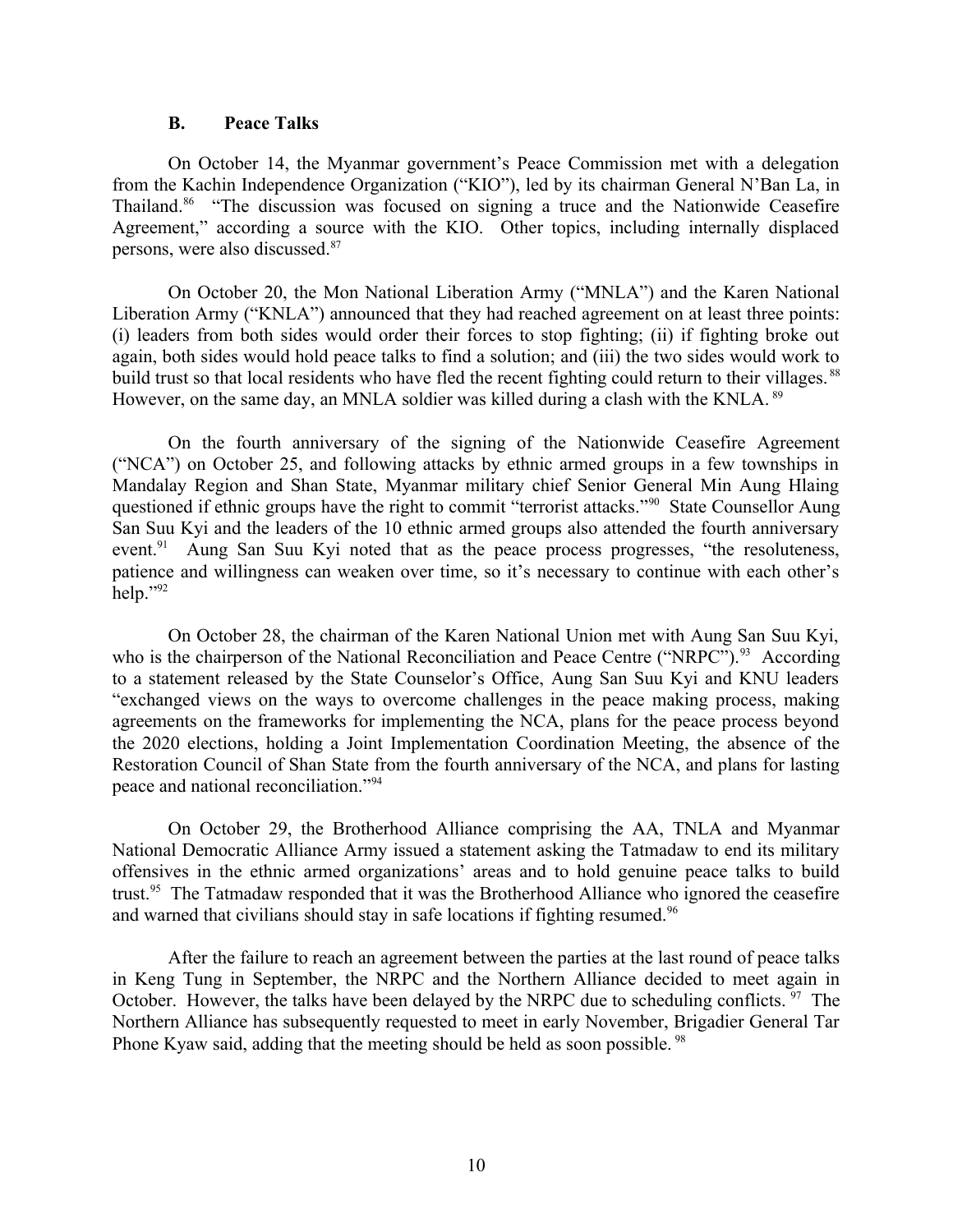### B. Peace Talks

On October 14, the Myanmar government's Peace Commission met with a delegation from the Kachin Independence Organization ("KIO"), led by its chairman General N'Ban La, in Thailand.[86] "The discussion was focused on signing a truce and the Nationwide Ceasefire Agreement," according a source with the KIO. Other topics, including internally displaced persons, were also discussed.[87]

On October 20, the Mon National Liberation Army ("MNLA") and the Karen National Liberation Army ("KNLA") announced that they had reached agreement on at least three points: (i) leaders from both sides would order their forces to stop fighting; (ii) if fighting broke out again, both sides would hold peace talks to find a solution; and (iii) the two sides would work to build trust so that local residents who have fled the recent fighting could return to their villages.[88] However, on the same day, an MNLA soldier was killed during a clash with the KNLA.[89]

On the fourth anniversary of the signing of the Nationwide Ceasefire Agreement ("NCA") on October 25, and following attacks by ethnic armed groups in a few townships in Mandalay Region and Shan State, Myanmar military chief Senior General Min Aung Hlaing questioned if ethnic groups have the right to commit "terrorist attacks."[90] State Counsellor Aung San Suu Kyi and the leaders of the 10 ethnic armed groups also attended the fourth anniversary event.[91] Aung San Suu Kyi noted that as the peace process progresses, "the resoluteness, patience and willingness can weaken over time, so it's necessary to continue with each other's help."[92]

On October 28, the chairman of the Karen National Union met with Aung San Suu Kyi, who is the chairperson of the National Reconciliation and Peace Centre ("NRPC").[93] According to a statement released by the State Counselor's Office, Aung San Suu Kyi and KNU leaders "exchanged views on the ways to overcome challenges in the peace making process, making agreements on the frameworks for implementing the NCA, plans for the peace process beyond the 2020 elections, holding a Joint Implementation Coordination Meeting, the absence of the Restoration Council of Shan State from the fourth anniversary of the NCA, and plans for lasting peace and national reconciliation."[94]

On October 29, the Brotherhood Alliance comprising the AA, TNLA and Myanmar National Democratic Alliance Army issued a statement asking the Tatmadaw to end its military offensives in the ethnic armed organizations' areas and to hold genuine peace talks to build trust.[95] The Tatmadaw responded that it was the Brotherhood Alliance who ignored the ceasefire and warned that civilians should stay in safe locations if fighting resumed.[96]

After the failure to reach an agreement between the parties at the last round of peace talks in Keng Tung in September, the NRPC and the Northern Alliance decided to meet again in October. However, the talks have been delayed by the NRPC due to scheduling conflicts.[97] The Northern Alliance has subsequently requested to meet in early November, Brigadier General Tar Phone Kyaw said, adding that the meeting should be held as soon possible.[98]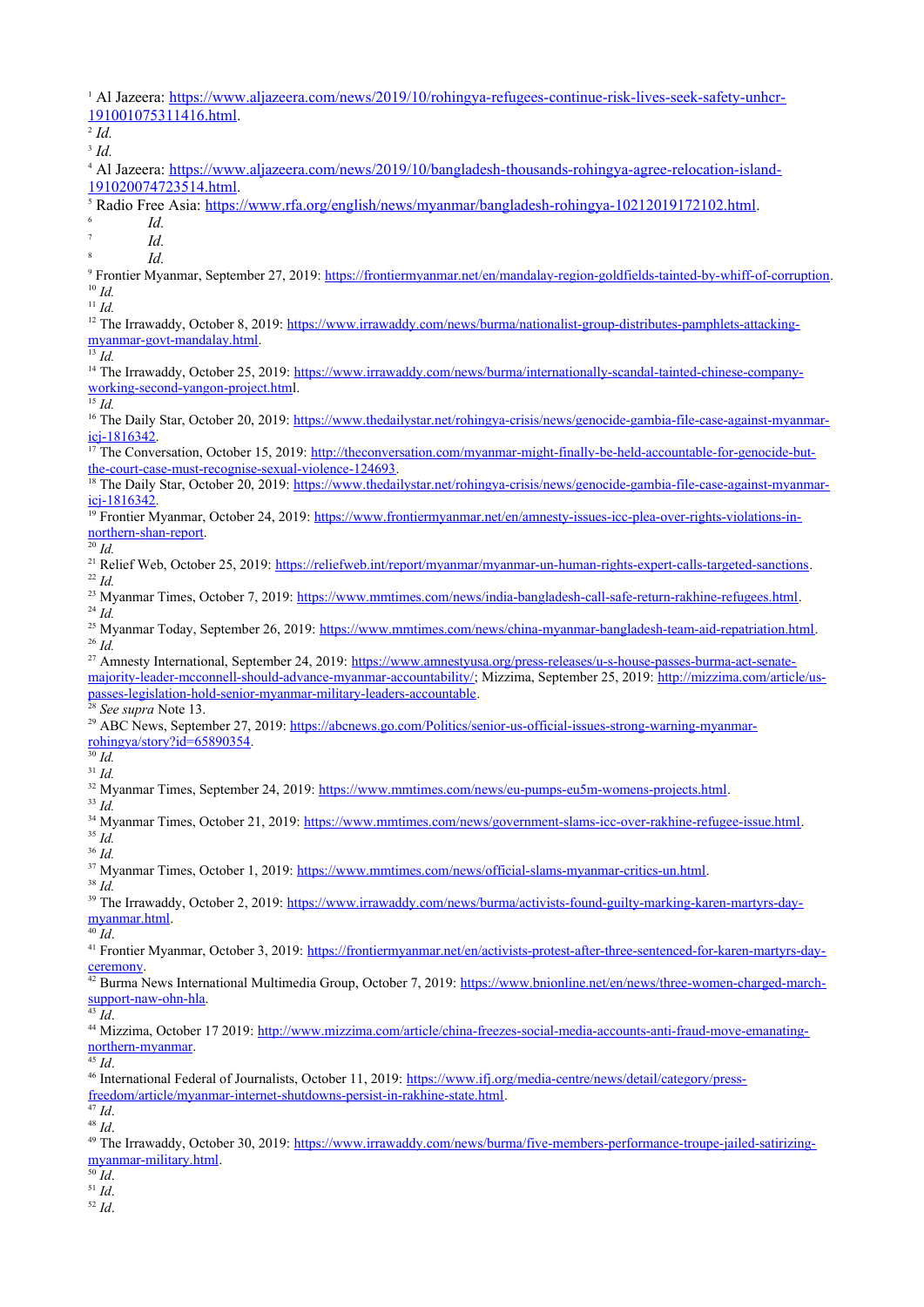[1] Al Jazeera: https://www.aljazeera.com/news/2019/10/rohingya-refugees-continue-risk-lives-seek-safety-unhcr-191001075311416.html.

[2] *Id.*

[3] *Id.*

[4] Al Jazeera: https://www.aljazeera.com/news/2019/10/bangladesh-thousands-rohingya-agree-relocation-island-191020074723514.html.

[5] Radio Free Asia: https://www.rfa.org/english/news/myanmar/bangladesh-rohingya-10212019172102.html.

[6] *Id.*

[7] *Id.*

[8] *Id.*

[9] Frontier Myanmar, September 27, 2019: https://frontiermyanmar.net/en/mandalay-region-goldfields-tainted-by-whiff-of-corruption.

[10] *Id.*

[11] *Id.*

[12] The Irrawaddy, October 8, 2019: https://www.irrawaddy.com/news/burma/nationalist-group-distributes-pamphlets-attacking-myanmar-govt-mandalay.html.

[13] *Id.*

[14] The Irrawaddy, October 25, 2019: https://www.irrawaddy.com/news/burma/internationally-scandal-tainted-chinese-company-working-second-yangon-project.html.

[15] *Id.*

[16] The Daily Star, October 20, 2019: https://www.thedailystar.net/rohingya-crisis/news/genocide-gambia-file-case-against-myanmar-icj-1816342.

[17] The Conversation, October 15, 2019: http://theconversation.com/myanmar-might-finally-be-held-accountable-for-genocide-but-the-court-case-must-recognise-sexual-violence-124693.

[18] The Daily Star, October 20, 2019: https://www.thedailystar.net/rohingya-crisis/news/genocide-gambia-file-case-against-myanmar-icj-1816342.

[19] Frontier Myanmar, October 24, 2019: https://www.frontiermyanmar.net/en/amnesty-issues-icc-plea-over-rights-violations-in-northern-shan-report.

[20] *Id.*

[21] Relief Web, October 25, 2019: https://reliefweb.int/report/myanmar/myanmar-un-human-rights-expert-calls-targeted-sanctions.

[22] *Id.*

[23] Myanmar Times, October 7, 2019: https://www.mmtimes.com/news/india-bangladesh-call-safe-return-rakhine-refugees.html.

[24] *Id.*

[25] Myanmar Today, September 26, 2019: https://www.mmtimes.com/news/china-myanmar-bangladesh-team-aid-repatriation.html.

[26] *Id.*

[27] Amnesty International, September 24, 2019: https://www.amnestyusa.org/press-releases/u-s-house-passes-burma-act-senate-majority-leader-mcconnell-should-advance-myanmar-accountability/; Mizzima, September 25, 2019: http://mizzima.com/article/us-passes-legislation-hold-senior-myanmar-military-leaders-accountable.

[28] *See supra* Note 13.

[29] ABC News, September 27, 2019: https://abcnews.go.com/Politics/senior-us-official-issues-strong-warning-myanmar-rohingya/story?id=65890354.

[30] *Id.*

[31] *Id.*

[32] Myanmar Times, September 24, 2019: https://www.mmtimes.com/news/eu-pumps-eu5m-womens-projects.html.

[33] *Id.*

[34] Myanmar Times, October 21, 2019: https://www.mmtimes.com/news/government-slams-icc-over-rakhine-refugee-issue.html.

[35] *Id.*

[36] *Id.*

[37] Myanmar Times, October 1, 2019: https://www.mmtimes.com/news/official-slams-myanmar-critics-un.html.

[38] *Id.*

[39] The Irrawaddy, October 2, 2019: https://www.irrawaddy.com/news/burma/activists-found-guilty-marking-karen-martyrs-day-myanmar.html.

[40] *Id*.

[41] Frontier Myanmar, October 3, 2019: https://frontiermyanmar.net/en/activists-protest-after-three-sentenced-for-karen-martyrs-day-ceremony.

[42] Burma News International Multimedia Group, October 7, 2019: https://www.bnionline.net/en/news/three-women-charged-march-support-naw-ohn-hla.

[43] *Id*.

[44] Mizzima, October 17 2019: http://www.mizzima.com/article/china-freezes-social-media-accounts-anti-fraud-move-emanating-northern-myanmar.

[45] *Id*.

[46] International Federal of Journalists, October 11, 2019: https://www.ifj.org/media-centre/news/detail/category/press-freedom/article/myanmar-internet-shutdowns-persist-in-rakhine-state.html.

[47] *Id*.

[48] *Id*.

[49] The Irrawaddy, October 30, 2019: https://www.irrawaddy.com/news/burma/five-members-performance-troupe-jailed-satirizing-myanmar-military.html.

[50] *Id*.

[51] *Id*.

[52] *Id*.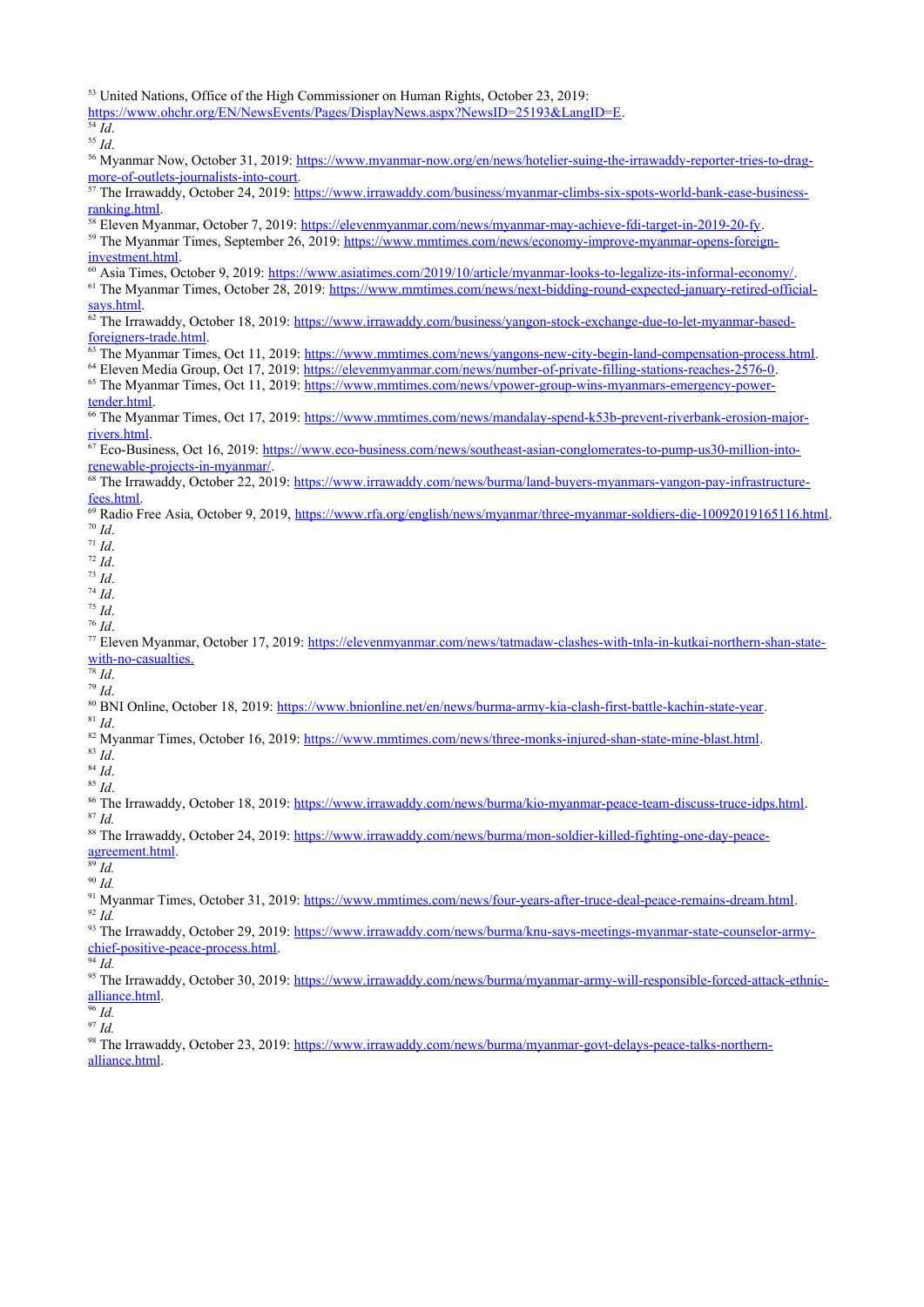[53] United Nations, Office of the High Commissioner on Human Rights, October 23, 2019: https://www.ohchr.org/EN/NewsEvents/Pages/DisplayNews.aspx?NewsID=25193&LangID=E.

[54] *Id*.

[55] *Id*.

[56] Myanmar Now, October 31, 2019: https://www.myanmar-now.org/en/news/hotelier-suing-the-irrawaddy-reporter-tries-to-drag-more-of-outlets-journalists-into-court.

[57] The Irrawaddy, October 24, 2019: https://www.irrawaddy.com/business/myanmar-climbs-six-spots-world-bank-ease-business-ranking.html.

[58] Eleven Myanmar, October 7, 2019: https://elevenmyanmar.com/news/myanmar-may-achieve-fdi-target-in-2019-20-fy.

[59] The Myanmar Times, September 26, 2019: https://www.mmtimes.com/news/economy-improve-myanmar-opens-foreign-investment.html.

[60] Asia Times, October 9, 2019: https://www.asiatimes.com/2019/10/article/myanmar-looks-to-legalize-its-informal-economy/.

[61] The Myanmar Times, October 28, 2019: https://www.mmtimes.com/news/next-bidding-round-expected-january-retired-official-says.html.

[62] The Irrawaddy, October 18, 2019: https://www.irrawaddy.com/business/yangon-stock-exchange-due-to-let-myanmar-based-foreigners-trade.html.

[63] The Myanmar Times, Oct 11, 2019: https://www.mmtimes.com/news/yangons-new-city-begin-land-compensation-process.html.

[64] Eleven Media Group, Oct 17, 2019: https://elevenmyanmar.com/news/number-of-private-filling-stations-reaches-2576-0.

[65] The Myanmar Times, Oct 11, 2019: https://www.mmtimes.com/news/vpower-group-wins-myanmars-emergency-power-tender.html.

[66] The Myanmar Times, Oct 17, 2019: https://www.mmtimes.com/news/mandalay-spend-k53b-prevent-riverbank-erosion-major-rivers.html.

[67] Eco-Business, Oct 16, 2019: https://www.eco-business.com/news/southeast-asian-conglomerates-to-pump-us30-million-into-renewable-projects-in-myanmar/.

[68] The Irrawaddy, October 22, 2019: https://www.irrawaddy.com/news/burma/land-buyers-myanmars-yangon-pay-infrastructure-fees.html.

[69] Radio Free Asia, October 9, 2019, https://www.rfa.org/english/news/myanmar/three-myanmar-soldiers-die-10092019165116.html.

[70] *Id*.

[71] *Id*.

[72] *Id*.

[73] *Id*.

[74] *Id*.

[75] *Id*.

[76] *Id*.

[77] Eleven Myanmar, October 17, 2019: https://elevenmyanmar.com/news/tatmadaw-clashes-with-tnla-in-kutkai-northern-shan-state-with-no-casualties.

[78] *Id*.

[79] *Id*.

[80] BNI Online, October 18, 2019: https://www.bnionline.net/en/news/burma-army-kia-clash-first-battle-kachin-state-year.

[81] *Id*.

[82] Myanmar Times, October 16, 2019: https://www.mmtimes.com/news/three-monks-injured-shan-state-mine-blast.html.

[83] *Id*.

[84] *Id*.

[85] *Id*.

[86] The Irrawaddy, October 18, 2019: https://www.irrawaddy.com/news/burma/kio-myanmar-peace-team-discuss-truce-idps.html.

[87] *Id.*

[88] The Irrawaddy, October 24, 2019: https://www.irrawaddy.com/news/burma/mon-soldier-killed-fighting-one-day-peace-agreement.html.

[89] *Id.*

[90] *Id.*

[91] Myanmar Times, October 31, 2019: https://www.mmtimes.com/news/four-years-after-truce-deal-peace-remains-dream.html.

[92] *Id.*

[93] The Irrawaddy, October 29, 2019: https://www.irrawaddy.com/news/burma/knu-says-meetings-myanmar-state-counselor-army-chief-positive-peace-process.html.

[94] *Id.*

[95] The Irrawaddy, October 30, 2019: https://www.irrawaddy.com/news/burma/myanmar-army-will-responsible-forced-attack-ethnic-alliance.html.

[96] *Id.*

[97] *Id.*

[98] The Irrawaddy, October 23, 2019: https://www.irrawaddy.com/news/burma/myanmar-govt-delays-peace-talks-northern-alliance.html.